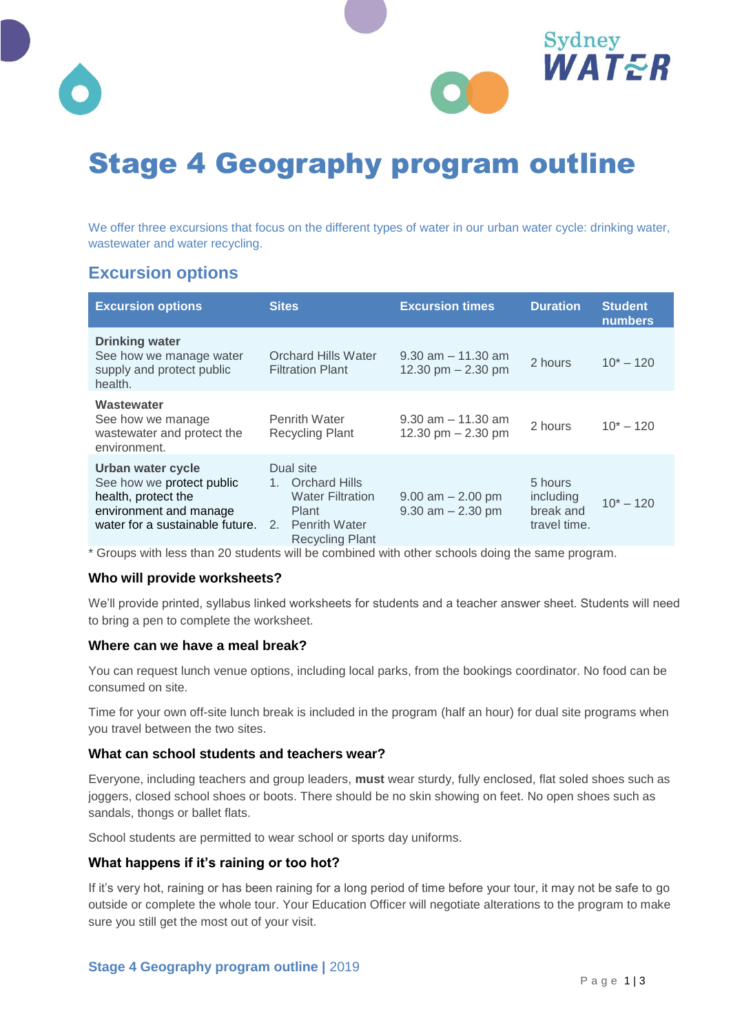# Stage 4 Geography program outline

We offer three excursions that focus on the different types of water in our urban water cycle: drinking water, wastewater and water recycling.

## Excursion options

| Excursion options | Sites | Excursion times | Duration | Student numbers |
|---|---|---|---|---|
| **Drinking water**<br>See how we manage water supply and protect public health. | Orchard Hills Water Filtration Plant | 9.30 am – 11.30 am<br>12.30 pm – 2.30 pm | 2 hours | 10* – 120 |
| **Wastewater**<br>See how we manage wastewater and protect the environment. | Penrith Water Recycling Plant | 9.30 am – 11.30 am<br>12.30 pm – 2.30 pm | 2 hours | 10* – 120 |
| **Urban water cycle**<br>See how we protect public health, protect the environment and manage water for a sustainable future. | Dual site<br>1. Orchard Hills Water Filtration Plant<br>2. Penrith Water Recycling Plant | 9.00 am – 2.00 pm<br>9.30 am – 2.30 pm | 5 hours including break and travel time. | 10* – 120 |

\* Groups with less than 20 students will be combined with other schools doing the same program.

### Who will provide worksheets?

We'll provide printed, syllabus linked worksheets for students and a teacher answer sheet. Students will need to bring a pen to complete the worksheet.

### Where can we have a meal break?

You can request lunch venue options, including local parks, from the bookings coordinator. No food can be consumed on site.

Time for your own off-site lunch break is included in the program (half an hour) for dual site programs when you travel between the two sites.

### What can school students and teachers wear?

Everyone, including teachers and group leaders, **must** wear sturdy, fully enclosed, flat soled shoes such as joggers, closed school shoes or boots. There should be no skin showing on feet. No open shoes such as sandals, thongs or ballet flats.

School students are permitted to wear school or sports day uniforms.

### What happens if it's raining or too hot?

If it's very hot, raining or has been raining for a long period of time before your tour, it may not be safe to go outside or complete the whole tour. Your Education Officer will negotiate alterations to the program to make sure you still get the most out of your visit.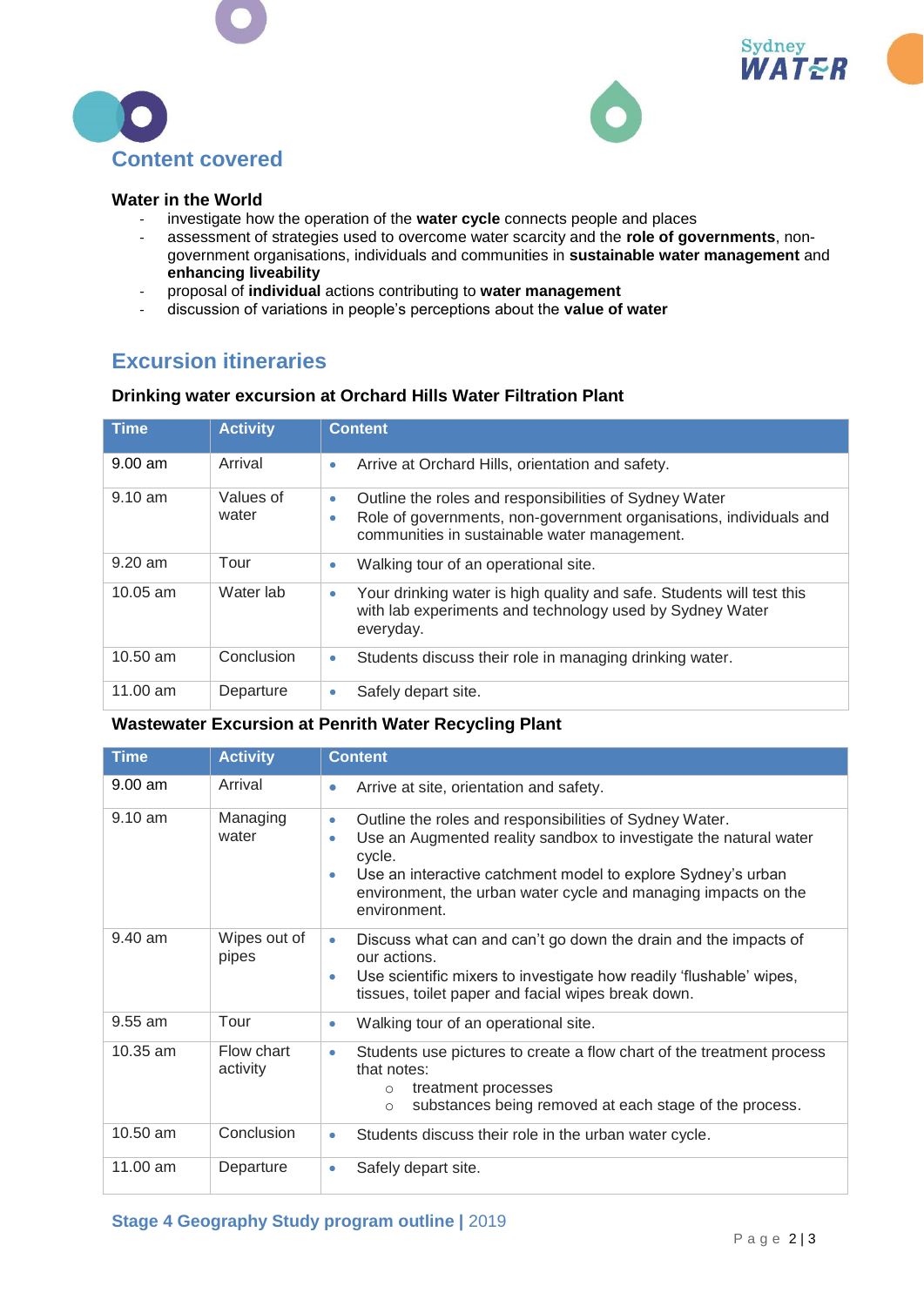## Content covered

**Water in the World**

- investigate how the operation of the **water cycle** connects people and places
- assessment of strategies used to overcome water scarcity and the **role of governments**, non-government organisations, individuals and communities in **sustainable water management** and **enhancing liveability**
- proposal of **individual** actions contributing to **water management**
- discussion of variations in people's perceptions about the **value of water**

## Excursion itineraries

**Drinking water excursion at Orchard Hills Water Filtration Plant**

| Time | Activity | Content |
|---|---|---|
| 9.00 am | Arrival | • Arrive at Orchard Hills, orientation and safety. |
| 9.10 am | Values of water | • Outline the roles and responsibilities of Sydney Water<br>• Role of governments, non-government organisations, individuals and communities in sustainable water management. |
| 9.20 am | Tour | • Walking tour of an operational site. |
| 10.05 am | Water lab | • Your drinking water is high quality and safe. Students will test this with lab experiments and technology used by Sydney Water everyday. |
| 10.50 am | Conclusion | • Students discuss their role in managing drinking water. |
| 11.00 am | Departure | • Safely depart site. |

**Wastewater Excursion at Penrith Water Recycling Plant**

| Time | Activity | Content |
|---|---|---|
| 9.00 am | Arrival | • Arrive at site, orientation and safety. |
| 9.10 am | Managing water | • Outline the roles and responsibilities of Sydney Water.<br>• Use an Augmented reality sandbox to investigate the natural water cycle.<br>• Use an interactive catchment model to explore Sydney's urban environment, the urban water cycle and managing impacts on the environment. |
| 9.40 am | Wipes out of pipes | • Discuss what can and can't go down the drain and the impacts of our actions.<br>• Use scientific mixers to investigate how readily 'flushable' wipes, tissues, toilet paper and facial wipes break down. |
| 9.55 am | Tour | • Walking tour of an operational site. |
| 10.35 am | Flow chart activity | • Students use pictures to create a flow chart of the treatment process that notes:<br>  ○ treatment processes<br>  ○ substances being removed at each stage of the process. |
| 10.50 am | Conclusion | • Students discuss their role in the urban water cycle. |
| 11.00 am | Departure | • Safely depart site. |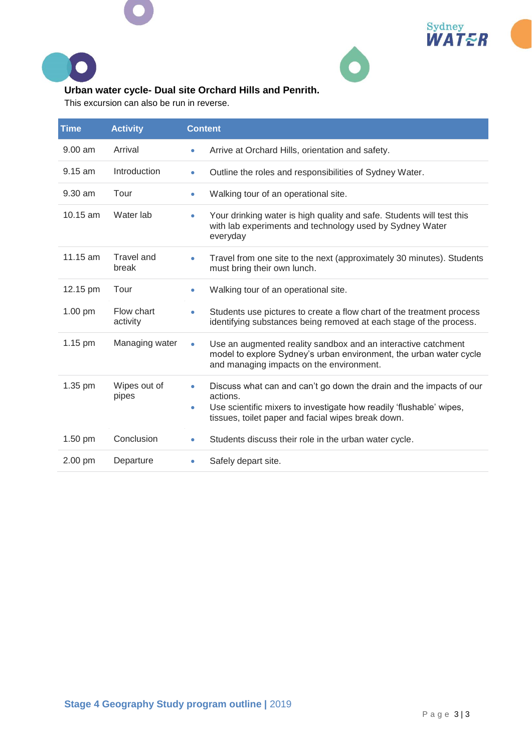**Urban water cycle- Dual site Orchard Hills and Penrith.**

This excursion can also be run in reverse.

| Time | Activity | Content |
|---|---|---|
| 9.00 am | Arrival | • Arrive at Orchard Hills, orientation and safety. |
| 9.15 am | Introduction | • Outline the roles and responsibilities of Sydney Water. |
| 9.30 am | Tour | • Walking tour of an operational site. |
| 10.15 am | Water lab | • Your drinking water is high quality and safe. Students will test this with lab experiments and technology used by Sydney Water everyday |
| 11.15 am | Travel and break | • Travel from one site to the next (approximately 30 minutes). Students must bring their own lunch. |
| 12.15 pm | Tour | • Walking tour of an operational site. |
| 1.00 pm | Flow chart activity | • Students use pictures to create a flow chart of the treatment process identifying substances being removed at each stage of the process. |
| 1.15 pm | Managing water | • Use an augmented reality sandbox and an interactive catchment model to explore Sydney's urban environment, the urban water cycle and managing impacts on the environment. |
| 1.35 pm | Wipes out of pipes | • Discuss what can and can't go down the drain and the impacts of our actions.<br>• Use scientific mixers to investigate how readily 'flushable' wipes, tissues, toilet paper and facial wipes break down. |
| 1.50 pm | Conclusion | • Students discuss their role in the urban water cycle. |
| 2.00 pm | Departure | • Safely depart site. |

**Stage 4 Geography Study program outline |** 2019